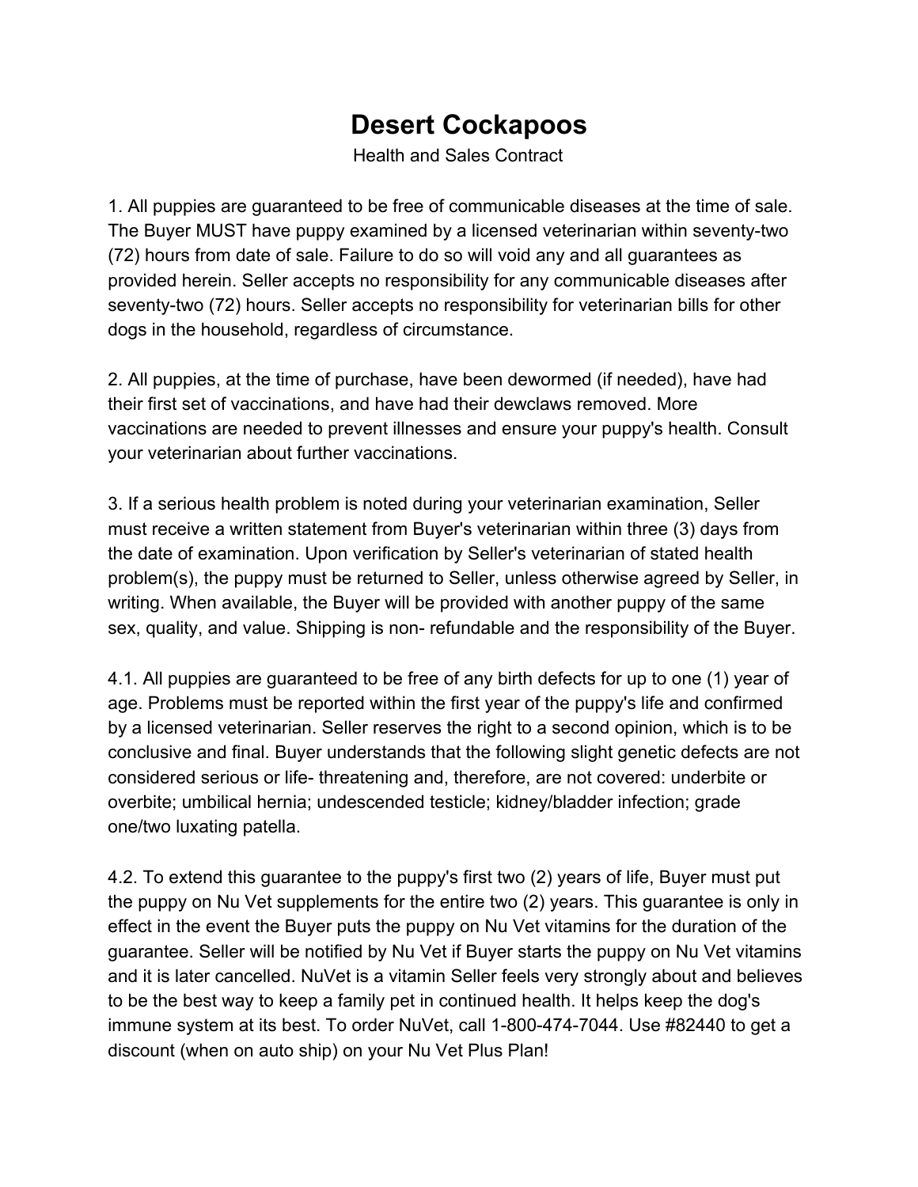# Desert Cockapoos

Health and Sales Contract

1. All puppies are guaranteed to be free of communicable diseases at the time of sale. The Buyer MUST have puppy examined by a licensed veterinarian within seventy-two (72) hours from date of sale. Failure to do so will void any and all guarantees as provided herein. Seller accepts no responsibility for any communicable diseases after seventy-two (72) hours. Seller accepts no responsibility for veterinarian bills for other dogs in the household, regardless of circumstance.

2. All puppies, at the time of purchase, have been dewormed (if needed), have had their first set of vaccinations, and have had their dewclaws removed. More vaccinations are needed to prevent illnesses and ensure your puppy's health. Consult your veterinarian about further vaccinations.

3. If a serious health problem is noted during your veterinarian examination, Seller must receive a written statement from Buyer's veterinarian within three (3) days from the date of examination. Upon verification by Seller's veterinarian of stated health problem(s), the puppy must be returned to Seller, unless otherwise agreed by Seller, in writing. When available, the Buyer will be provided with another puppy of the same sex, quality, and value. Shipping is non- refundable and the responsibility of the Buyer.

4.1. All puppies are guaranteed to be free of any birth defects for up to one (1) year of age. Problems must be reported within the first year of the puppy's life and confirmed by a licensed veterinarian. Seller reserves the right to a second opinion, which is to be conclusive and final. Buyer understands that the following slight genetic defects are not considered serious or life- threatening and, therefore, are not covered: underbite or overbite; umbilical hernia; undescended testicle; kidney/bladder infection; grade one/two luxating patella.

4.2. To extend this guarantee to the puppy's first two (2) years of life, Buyer must put the puppy on Nu Vet supplements for the entire two (2) years. This guarantee is only in effect in the event the Buyer puts the puppy on Nu Vet vitamins for the duration of the guarantee. Seller will be notified by Nu Vet if Buyer starts the puppy on Nu Vet vitamins and it is later cancelled. NuVet is a vitamin Seller feels very strongly about and believes to be the best way to keep a family pet in continued health. It helps keep the dog's immune system at its best. To order NuVet, call 1-800-474-7044. Use #82440 to get a discount (when on auto ship) on your Nu Vet Plus Plan!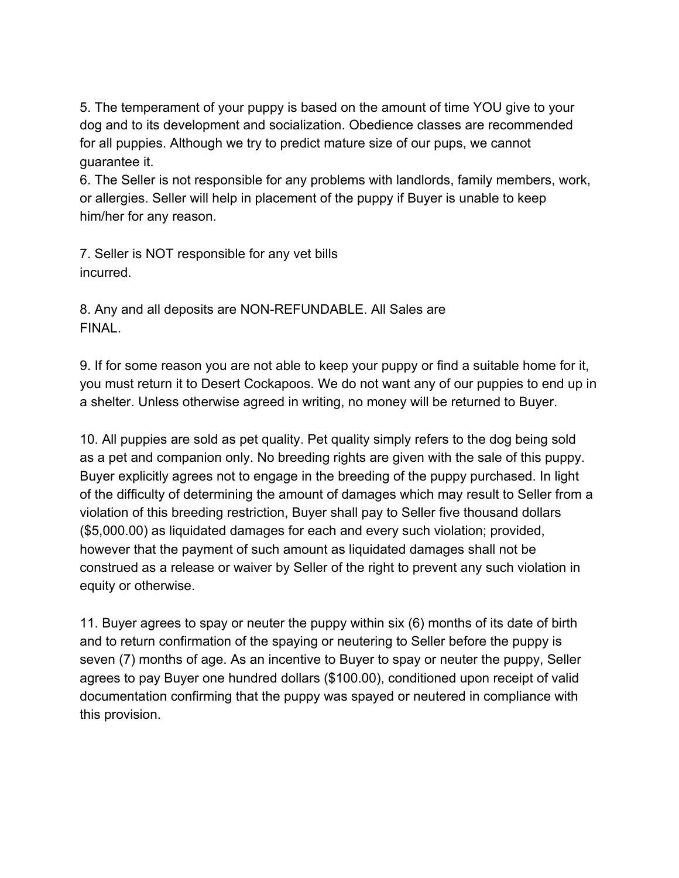5. The temperament of your puppy is based on the amount of time YOU give to your dog and to its development and socialization. Obedience classes are recommended for all puppies. Although we try to predict mature size of our pups, we cannot guarantee it.

6. The Seller is not responsible for any problems with landlords, family members, work, or allergies. Seller will help in placement of the puppy if Buyer is unable to keep him/her for any reason.

7. Seller is NOT responsible for any vet bills incurred.

8. Any and all deposits are NON-REFUNDABLE. All Sales are FINAL.

9. If for some reason you are not able to keep your puppy or find a suitable home for it, you must return it to Desert Cockapoos. We do not want any of our puppies to end up in a shelter. Unless otherwise agreed in writing, no money will be returned to Buyer.

10. All puppies are sold as pet quality. Pet quality simply refers to the dog being sold as a pet and companion only. No breeding rights are given with the sale of this puppy. Buyer explicitly agrees not to engage in the breeding of the puppy purchased. In light of the difficulty of determining the amount of damages which may result to Seller from a violation of this breeding restriction, Buyer shall pay to Seller five thousand dollars ($5,000.00) as liquidated damages for each and every such violation; provided, however that the payment of such amount as liquidated damages shall not be construed as a release or waiver by Seller of the right to prevent any such violation in equity or otherwise.

11. Buyer agrees to spay or neuter the puppy within six (6) months of its date of birth and to return confirmation of the spaying or neutering to Seller before the puppy is seven (7) months of age. As an incentive to Buyer to spay or neuter the puppy, Seller agrees to pay Buyer one hundred dollars ($100.00), conditioned upon receipt of valid documentation confirming that the puppy was spayed or neutered in compliance with this provision.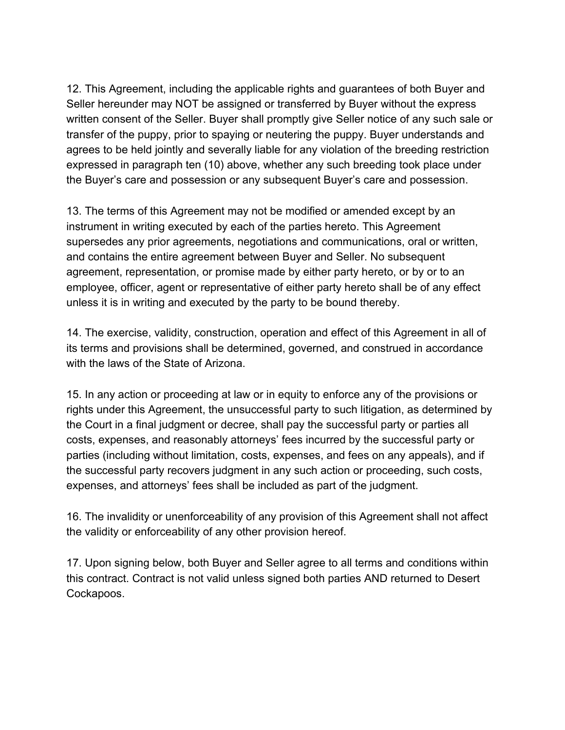12. This Agreement, including the applicable rights and guarantees of both Buyer and Seller hereunder may NOT be assigned or transferred by Buyer without the express written consent of the Seller. Buyer shall promptly give Seller notice of any such sale or transfer of the puppy, prior to spaying or neutering the puppy. Buyer understands and agrees to be held jointly and severally liable for any violation of the breeding restriction expressed in paragraph ten (10) above, whether any such breeding took place under the Buyer's care and possession or any subsequent Buyer's care and possession.

13. The terms of this Agreement may not be modified or amended except by an instrument in writing executed by each of the parties hereto. This Agreement supersedes any prior agreements, negotiations and communications, oral or written, and contains the entire agreement between Buyer and Seller. No subsequent agreement, representation, or promise made by either party hereto, or by or to an employee, officer, agent or representative of either party hereto shall be of any effect unless it is in writing and executed by the party to be bound thereby.

14. The exercise, validity, construction, operation and effect of this Agreement in all of its terms and provisions shall be determined, governed, and construed in accordance with the laws of the State of Arizona.

15. In any action or proceeding at law or in equity to enforce any of the provisions or rights under this Agreement, the unsuccessful party to such litigation, as determined by the Court in a final judgment or decree, shall pay the successful party or parties all costs, expenses, and reasonably attorneys' fees incurred by the successful party or parties (including without limitation, costs, expenses, and fees on any appeals), and if the successful party recovers judgment in any such action or proceeding, such costs, expenses, and attorneys' fees shall be included as part of the judgment.

16. The invalidity or unenforceability of any provision of this Agreement shall not affect the validity or enforceability of any other provision hereof.

17. Upon signing below, both Buyer and Seller agree to all terms and conditions within this contract. Contract is not valid unless signed both parties AND returned to Desert Cockapoos.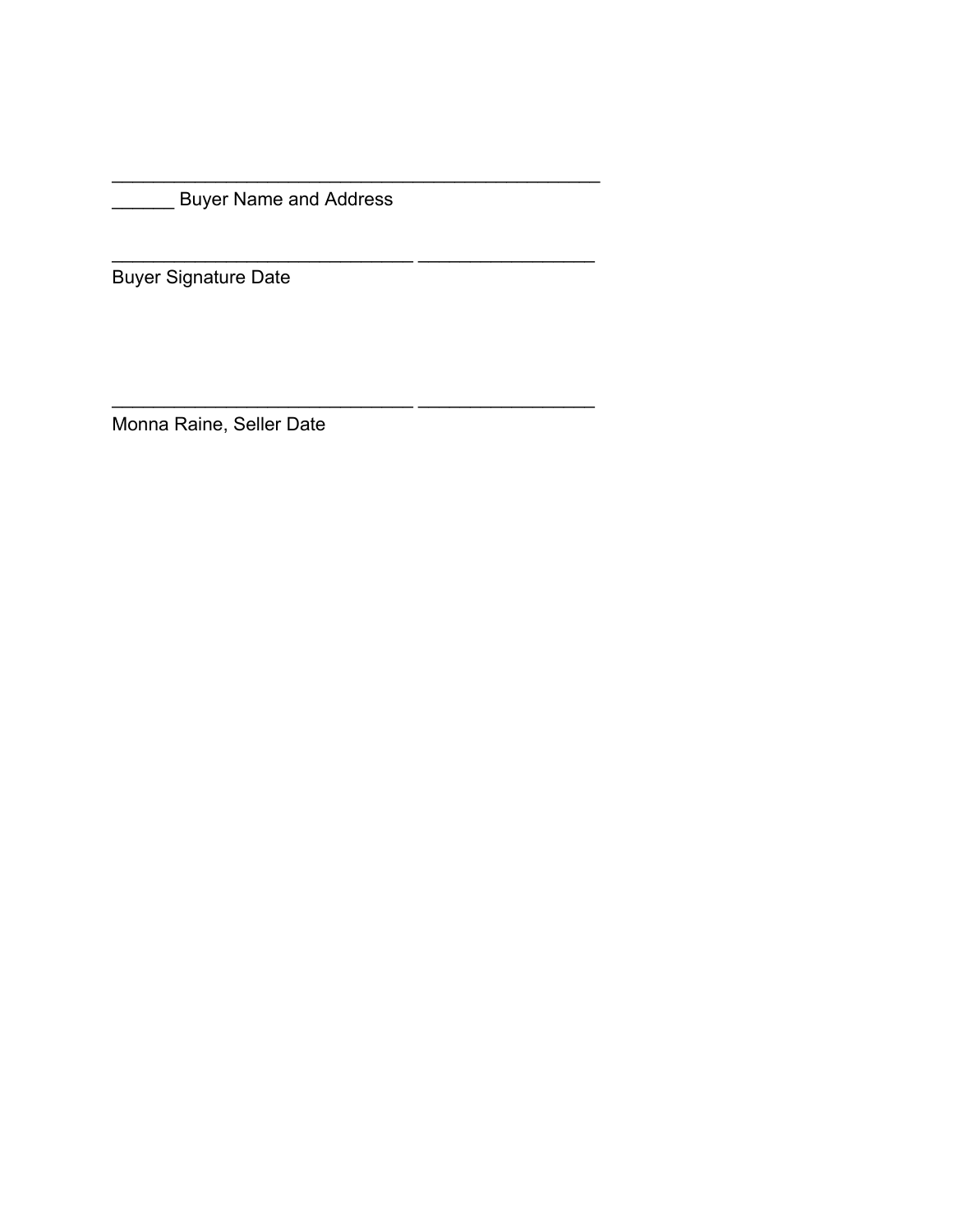_______________________________________________
______ Buyer Name and Address

_____________________________ _________________
Buyer Signature Date

_____________________________ _________________
Monna Raine, Seller Date